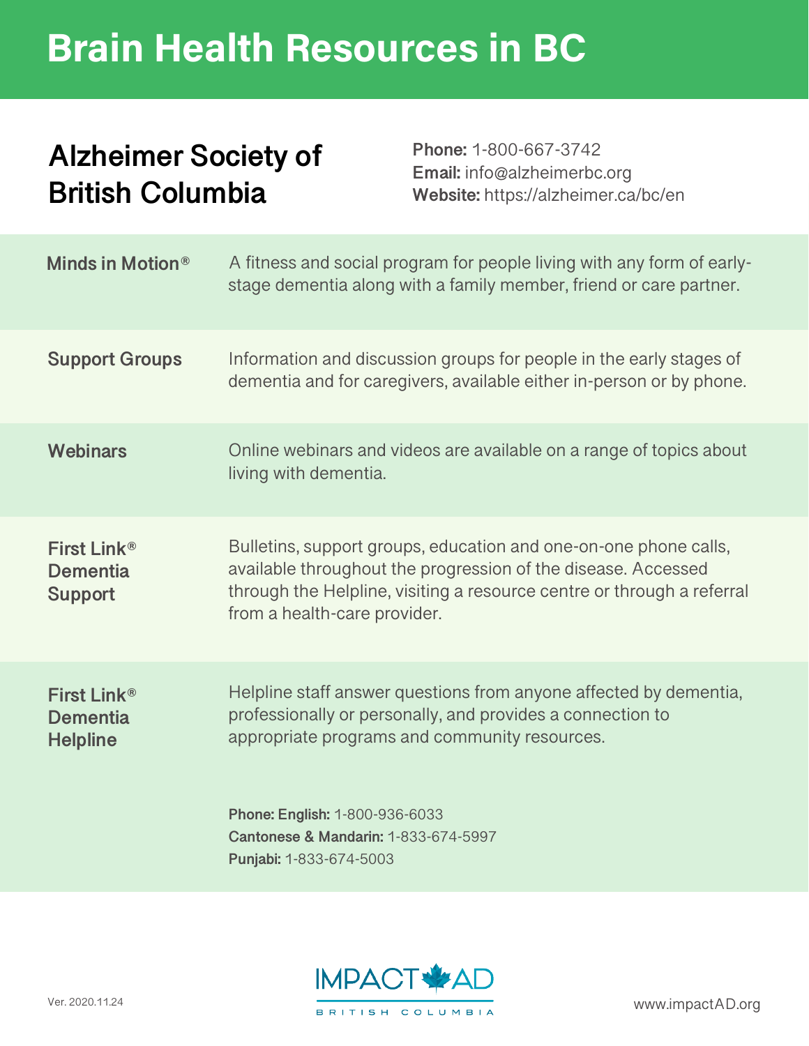# Brain Health Resources in BC

## Alzheimer Society of British Columbia

**Phone:** 1-800-667-3742
**Email:** info@alzheimerbc.org
**Website:** https://alzheimer.ca/bc/en

| | |
|---|---|
| **Minds in Motion®** | A fitness and social program for people living with any form of early-stage dementia along with a family member, friend or care partner. |
| **Support Groups** | Information and discussion groups for people in the early stages of dementia and for caregivers, available either in-person or by phone. |
| **Webinars** | Online webinars and videos are available on a range of topics about living with dementia. |
| **First Link® Dementia Support** | Bulletins, support groups, education and one-on-one phone calls, available throughout the progression of the disease. Accessed through the Helpline, visiting a resource centre or through a referral from a health-care provider. |
| **First Link® Dementia Helpline** | Helpline staff answer questions from anyone affected by dementia, professionally or personally, and provides a connection to appropriate programs and community resources.<br><br>**Phone: English:** 1-800-936-6033<br>**Cantonese & Mandarin:** 1-833-674-5997<br>**Punjabi:** 1-833-674-5003 |

Ver. 2020.11.24

IMPACT AD BRITISH COLUMBIA

www.impactAD.org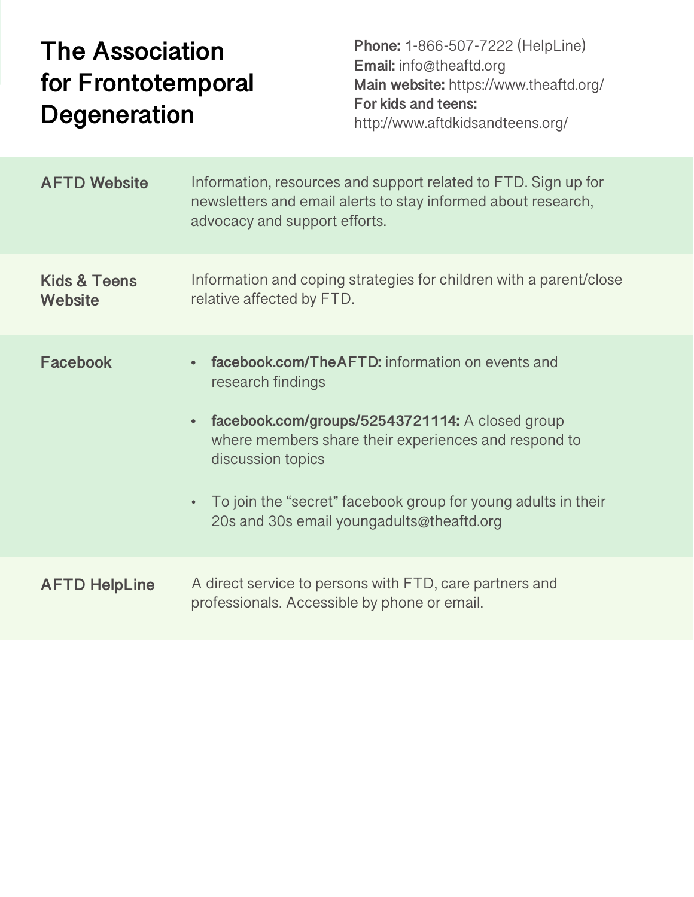# The Association for Frontotemporal Degeneration

**Phone:** 1-866-507-7222 (HelpLine)
**Email:** info@theaftd.org
**Main website:** https://www.theaftd.org/
**For kids and teens:** http://www.aftdkidsandteens.org/

| | |
|---|---|
| **AFTD Website** | Information, resources and support related to FTD. Sign up for newsletters and email alerts to stay informed about research, advocacy and support efforts. |
| **Kids & Teens Website** | Information and coping strategies for children with a parent/close relative affected by FTD. |
| **Facebook** | • **facebook.com/TheAFTD:** information on events and research findings<br>• **facebook.com/groups/52543721114:** A closed group where members share their experiences and respond to discussion topics<br>• To join the "secret" facebook group for young adults in their 20s and 30s email youngadults@theaftd.org |
| **AFTD HelpLine** | A direct service to persons with FTD, care partners and professionals. Accessible by phone or email. |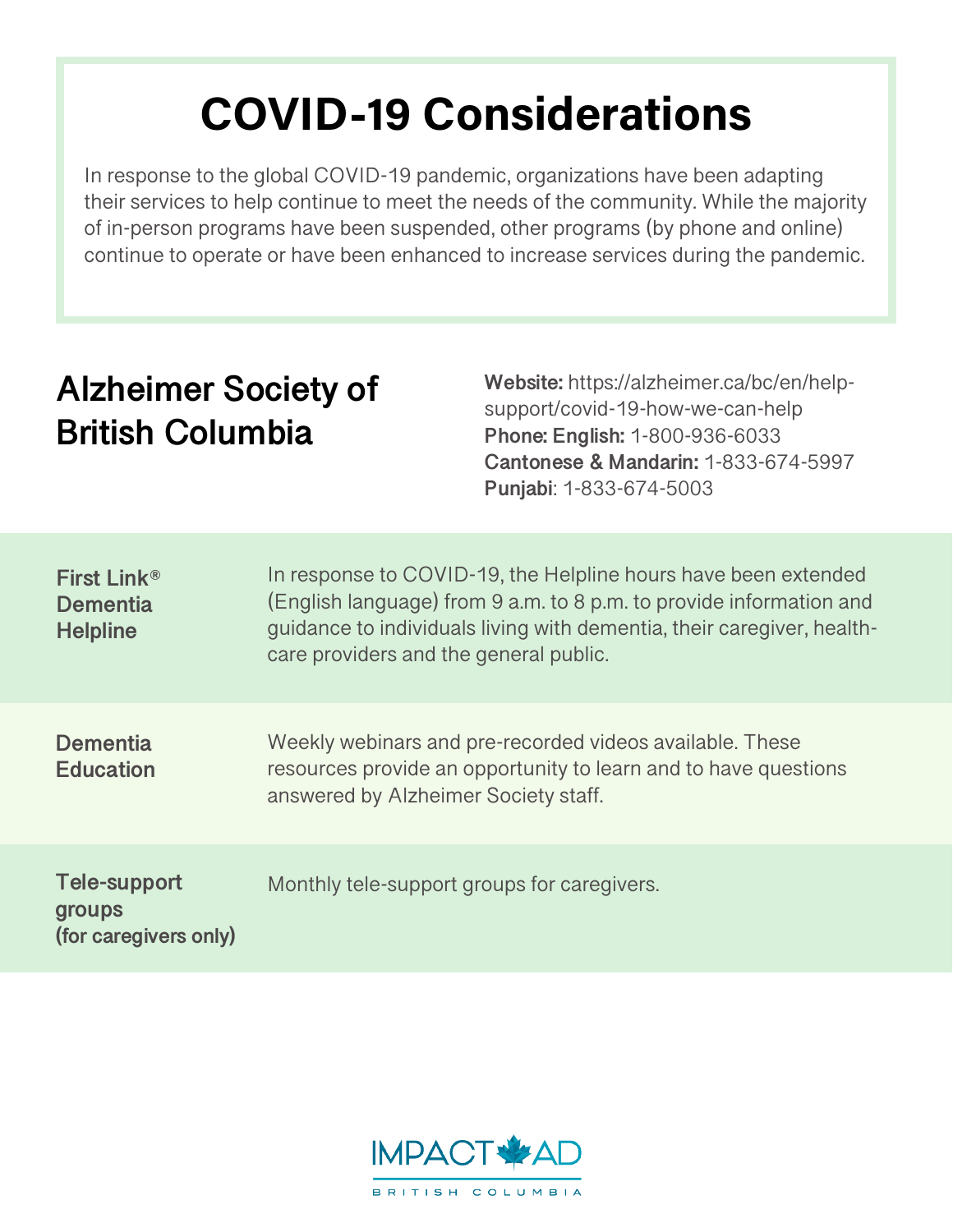# COVID-19 Considerations

In response to the global COVID-19 pandemic, organizations have been adapting their services to help continue to meet the needs of the community. While the majority of in-person programs have been suspended, other programs (by phone and online) continue to operate or have been enhanced to increase services during the pandemic.

## Alzheimer Society of British Columbia

**Website:** https://alzheimer.ca/bc/en/help-support/covid-19-how-we-can-help
**Phone: English:** 1-800-936-6033
**Cantonese & Mandarin:** 1-833-674-5997
**Punjabi**: 1-833-674-5003

| | |
|---|---|
| **First Link® Dementia Helpline** | In response to COVID-19, the Helpline hours have been extended (English language) from 9 a.m. to 8 p.m. to provide information and guidance to individuals living with dementia, their caregiver, health-care providers and the general public. |
| **Dementia Education** | Weekly webinars and pre-recorded videos available. These resources provide an opportunity to learn and to have questions answered by Alzheimer Society staff. |
| **Tele-support groups (for caregivers only)** | Monthly tele-support groups for caregivers. |

IMPACT AD
BRITISH COLUMBIA